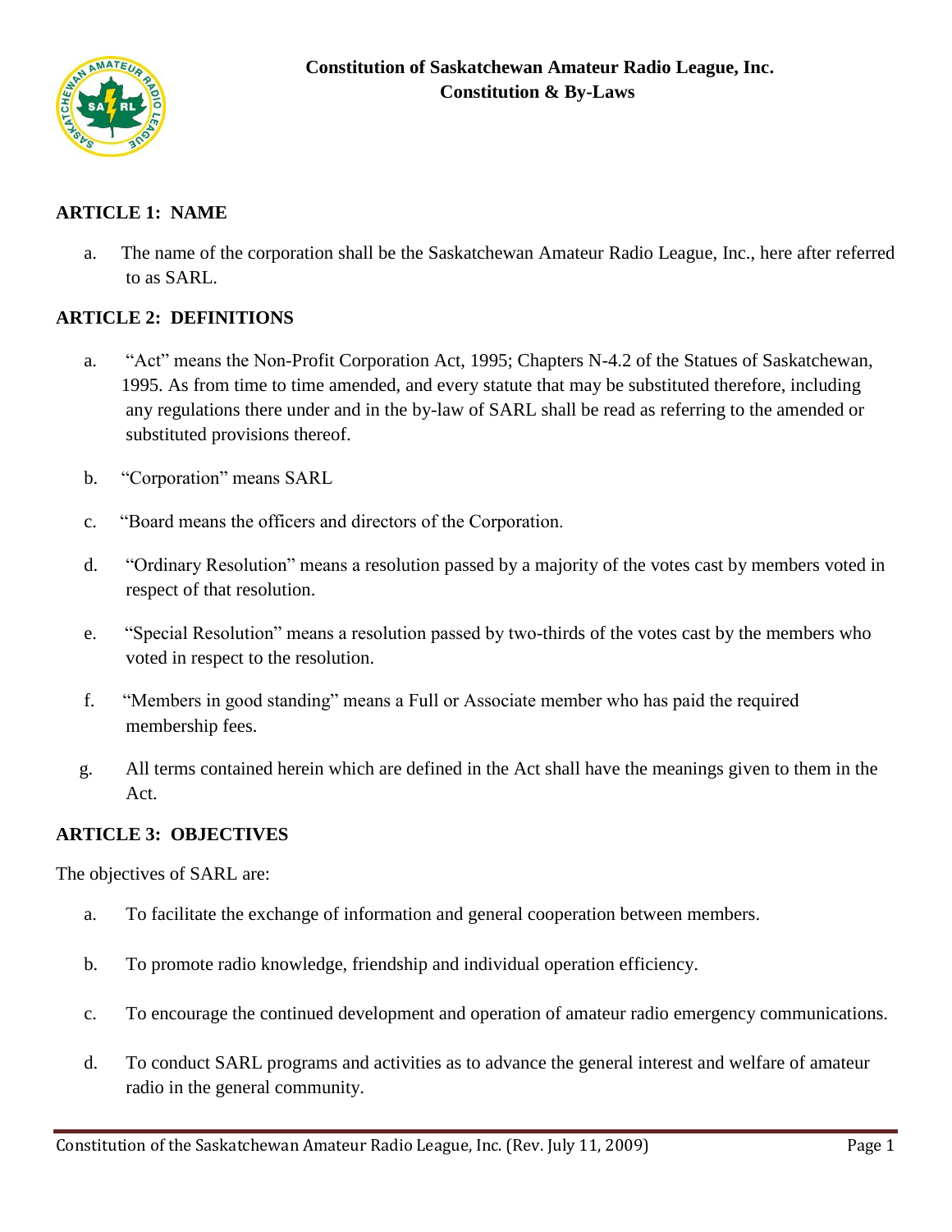# Constitution of Saskatchewan Amateur Radio League, Inc.
## Constitution & By-Laws

### ARTICLE 1: NAME

a. The name of the corporation shall be the Saskatchewan Amateur Radio League, Inc., here after referred to as SARL.

### ARTICLE 2: DEFINITIONS

a. "Act" means the Non-Profit Corporation Act, 1995; Chapters N-4.2 of the Statues of Saskatchewan, 1995. As from time to time amended, and every statute that may be substituted therefore, including any regulations there under and in the by-law of SARL shall be read as referring to the amended or substituted provisions thereof.

b. "Corporation" means SARL

c. "Board means the officers and directors of the Corporation.

d. "Ordinary Resolution" means a resolution passed by a majority of the votes cast by members voted in respect of that resolution.

e. "Special Resolution" means a resolution passed by two-thirds of the votes cast by the members who voted in respect to the resolution.

f. "Members in good standing" means a Full or Associate member who has paid the required membership fees.

g. All terms contained herein which are defined in the Act shall have the meanings given to them in the Act.

### ARTICLE 3: OBJECTIVES

The objectives of SARL are:

a. To facilitate the exchange of information and general cooperation between members.

b. To promote radio knowledge, friendship and individual operation efficiency.

c. To encourage the continued development and operation of amateur radio emergency communications.

d. To conduct SARL programs and activities as to advance the general interest and welfare of amateur radio in the general community.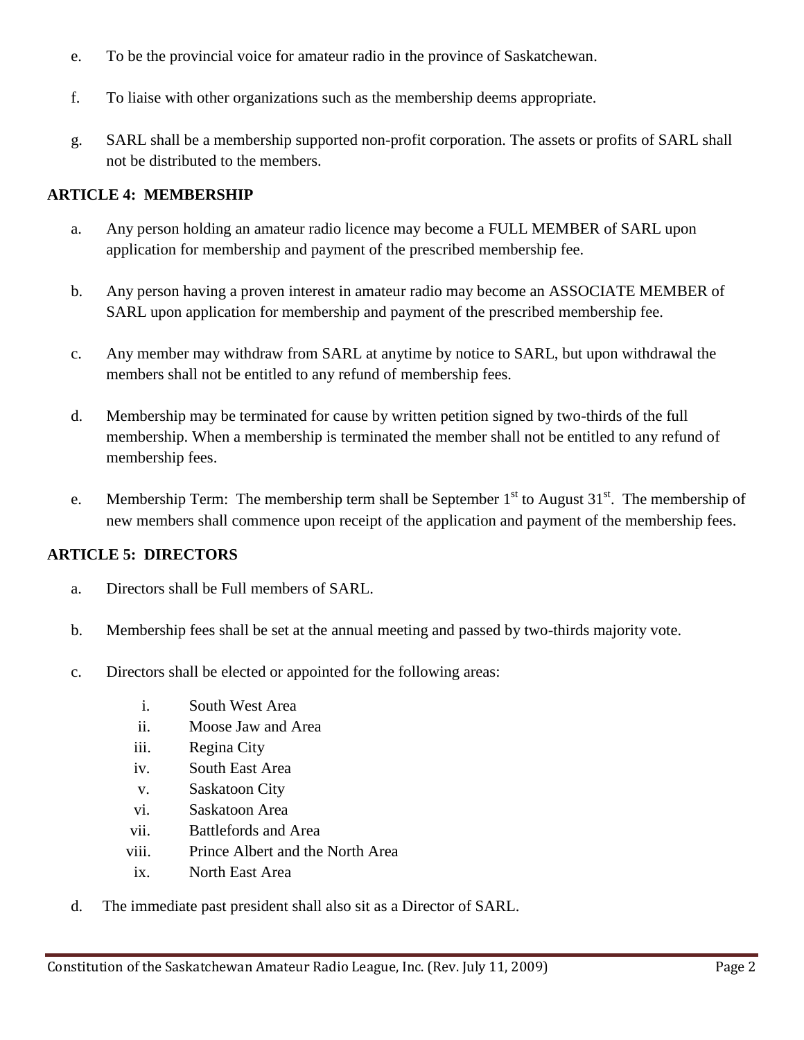e. To be the provincial voice for amateur radio in the province of Saskatchewan.

f. To liaise with other organizations such as the membership deems appropriate.

g. SARL shall be a membership supported non-profit corporation. The assets or profits of SARL shall not be distributed to the members.

**ARTICLE 4: MEMBERSHIP**

a. Any person holding an amateur radio licence may become a FULL MEMBER of SARL upon application for membership and payment of the prescribed membership fee.

b. Any person having a proven interest in amateur radio may become an ASSOCIATE MEMBER of SARL upon application for membership and payment of the prescribed membership fee.

c. Any member may withdraw from SARL at anytime by notice to SARL, but upon withdrawal the members shall not be entitled to any refund of membership fees.

d. Membership may be terminated for cause by written petition signed by two-thirds of the full membership. When a membership is terminated the member shall not be entitled to any refund of membership fees.

e. Membership Term: The membership term shall be September 1st to August 31st. The membership of new members shall commence upon receipt of the application and payment of the membership fees.

**ARTICLE 5: DIRECTORS**

a. Directors shall be Full members of SARL.

b. Membership fees shall be set at the annual meeting and passed by two-thirds majority vote.

c. Directors shall be elected or appointed for the following areas:

  i. South West Area
  ii. Moose Jaw and Area
  iii. Regina City
  iv. South East Area
  v. Saskatoon City
  vi. Saskatoon Area
  vii. Battlefords and Area
  viii. Prince Albert and the North Area
  ix. North East Area

d. The immediate past president shall also sit as a Director of SARL.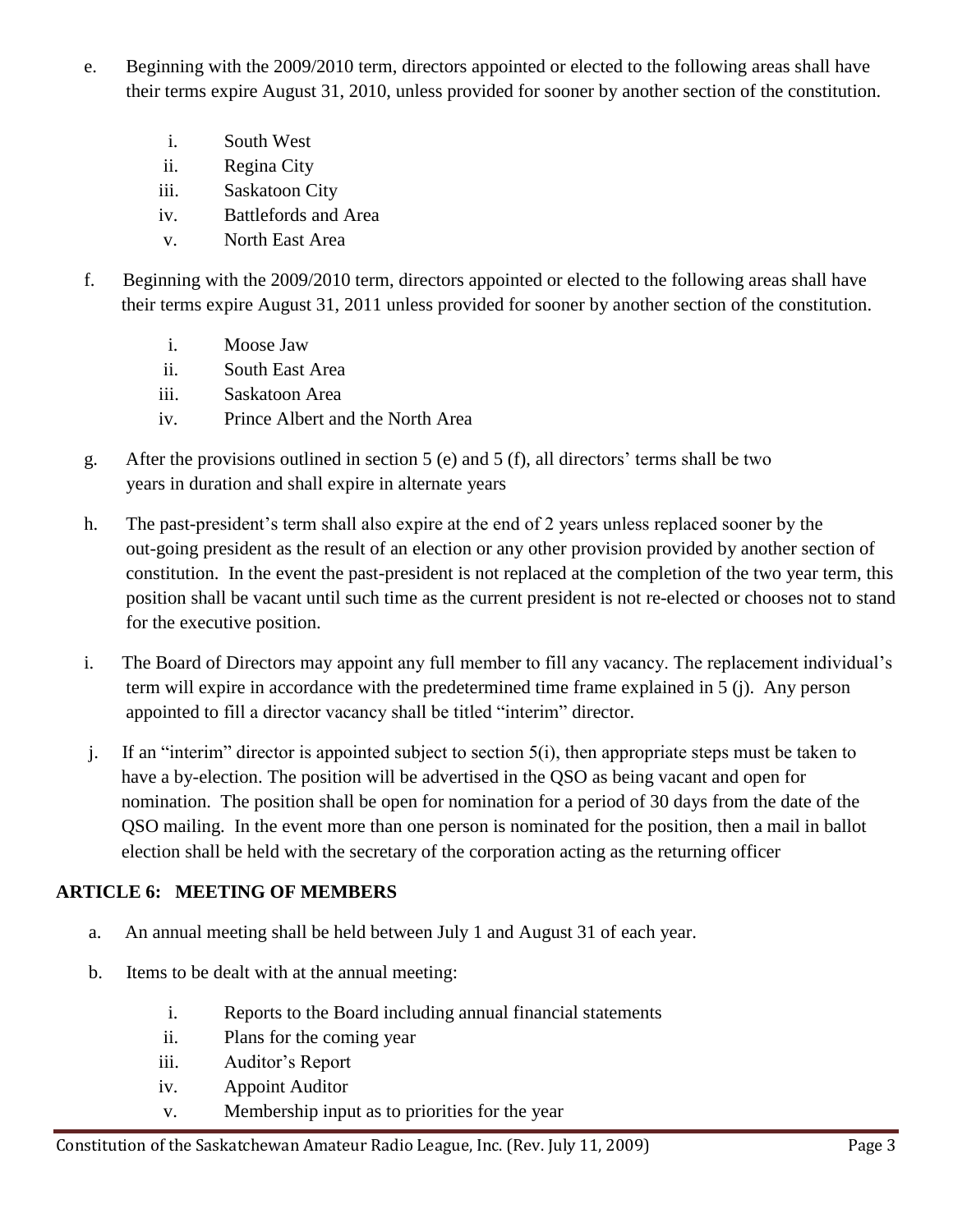e. Beginning with the 2009/2010 term, directors appointed or elected to the following areas shall have their terms expire August 31, 2010, unless provided for sooner by another section of the constitution.

   i. South West
   ii. Regina City
   iii. Saskatoon City
   iv. Battlefords and Area
   v. North East Area

f. Beginning with the 2009/2010 term, directors appointed or elected to the following areas shall have their terms expire August 31, 2011 unless provided for sooner by another section of the constitution.

   i. Moose Jaw
   ii. South East Area
   iii. Saskatoon Area
   iv. Prince Albert and the North Area

g. After the provisions outlined in section 5 (e) and 5 (f), all directors' terms shall be two years in duration and shall expire in alternate years

h. The past-president's term shall also expire at the end of 2 years unless replaced sooner by the out-going president as the result of an election or any other provision provided by another section of constitution. In the event the past-president is not replaced at the completion of the two year term, this position shall be vacant until such time as the current president is not re-elected or chooses not to stand for the executive position.

i. The Board of Directors may appoint any full member to fill any vacancy. The replacement individual's term will expire in accordance with the predetermined time frame explained in 5 (j). Any person appointed to fill a director vacancy shall be titled "interim" director.

j. If an "interim" director is appointed subject to section 5(i), then appropriate steps must be taken to have a by-election. The position will be advertised in the QSO as being vacant and open for nomination. The position shall be open for nomination for a period of 30 days from the date of the QSO mailing. In the event more than one person is nominated for the position, then a mail in ballot election shall be held with the secretary of the corporation acting as the returning officer

## ARTICLE 6: MEETING OF MEMBERS

a. An annual meeting shall be held between July 1 and August 31 of each year.

b. Items to be dealt with at the annual meeting:

   i. Reports to the Board including annual financial statements
   ii. Plans for the coming year
   iii. Auditor's Report
   iv. Appoint Auditor
   v. Membership input as to priorities for the year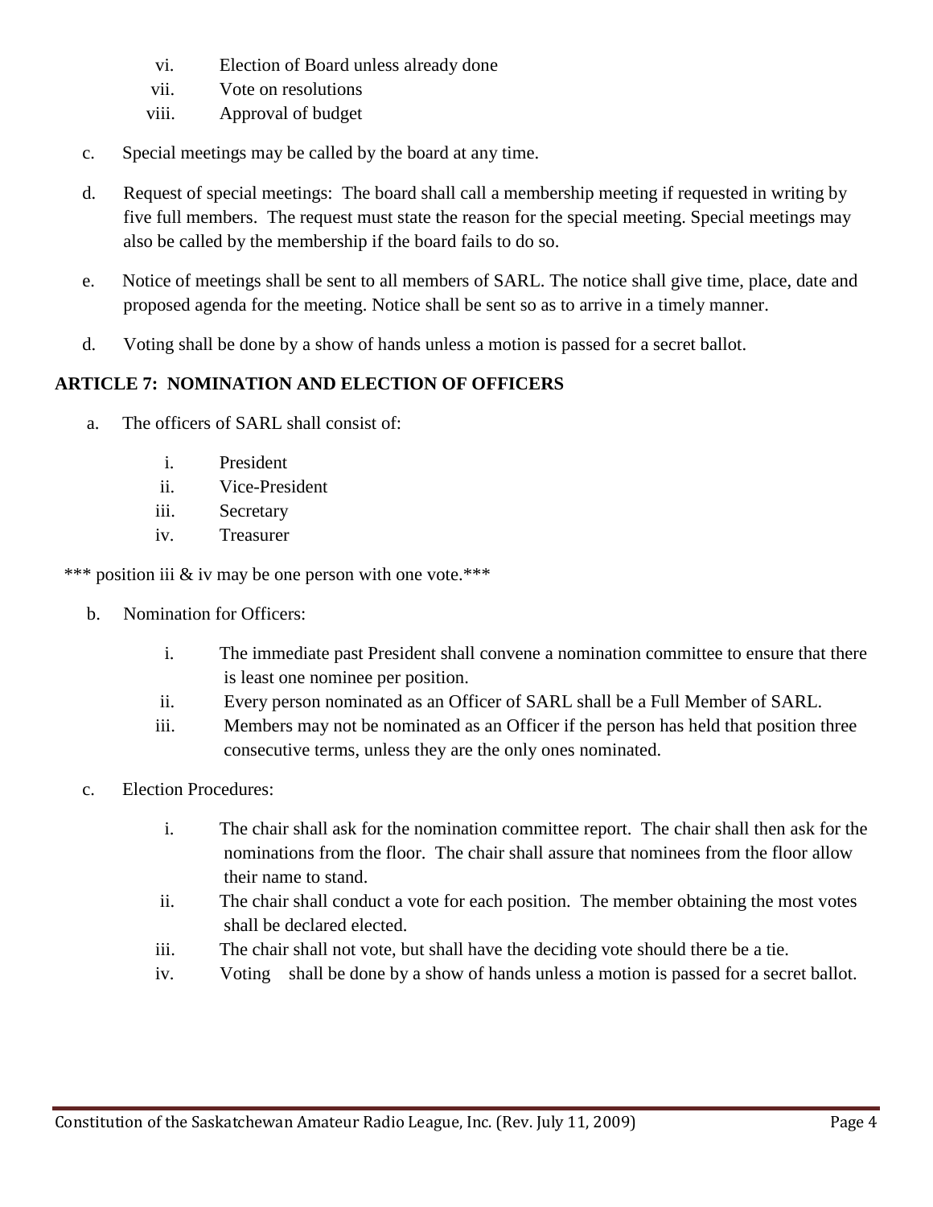vi. Election of Board unless already done
vii. Vote on resolutions
viii. Approval of budget

c. Special meetings may be called by the board at any time.

d. Request of special meetings: The board shall call a membership meeting if requested in writing by five full members. The request must state the reason for the special meeting. Special meetings may also be called by the membership if the board fails to do so.

e. Notice of meetings shall be sent to all members of SARL. The notice shall give time, place, date and proposed agenda for the meeting. Notice shall be sent so as to arrive in a timely manner.

d. Voting shall be done by a show of hands unless a motion is passed for a secret ballot.

**ARTICLE 7: NOMINATION AND ELECTION OF OFFICERS**

a. The officers of SARL shall consist of:

   i. President
   ii. Vice-President
   iii. Secretary
   iv. Treasurer

*** position iii & iv may be one person with one vote.***

b. Nomination for Officers:

   i. The immediate past President shall convene a nomination committee to ensure that there is least one nominee per position.
   ii. Every person nominated as an Officer of SARL shall be a Full Member of SARL.
   iii. Members may not be nominated as an Officer if the person has held that position three consecutive terms, unless they are the only ones nominated.

c. Election Procedures:

   i. The chair shall ask for the nomination committee report. The chair shall then ask for the nominations from the floor. The chair shall assure that nominees from the floor allow their name to stand.
   ii. The chair shall conduct a vote for each position. The member obtaining the most votes shall be declared elected.
   iii. The chair shall not vote, but shall have the deciding vote should there be a tie.
   iv. Voting shall be done by a show of hands unless a motion is passed for a secret ballot.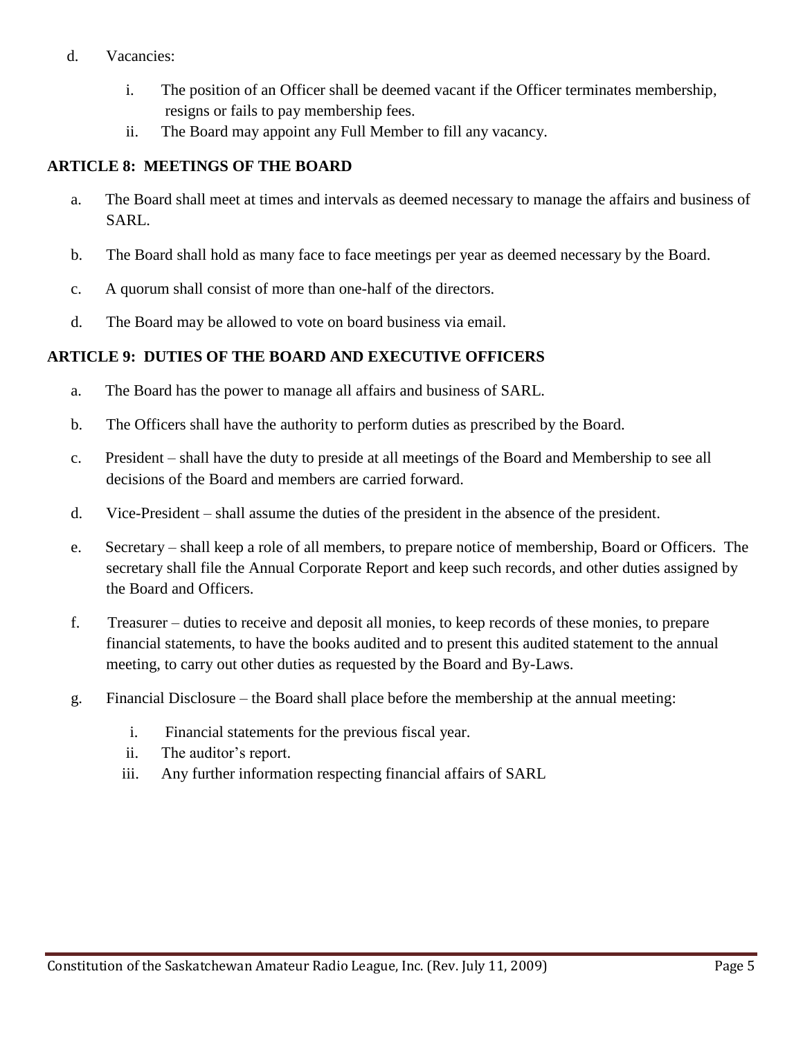d. Vacancies:

   i. The position of an Officer shall be deemed vacant if the Officer terminates membership, resigns or fails to pay membership fees.
   ii. The Board may appoint any Full Member to fill any vacancy.

**ARTICLE 8: MEETINGS OF THE BOARD**

a. The Board shall meet at times and intervals as deemed necessary to manage the affairs and business of SARL.

b. The Board shall hold as many face to face meetings per year as deemed necessary by the Board.

c. A quorum shall consist of more than one-half of the directors.

d. The Board may be allowed to vote on board business via email.

**ARTICLE 9: DUTIES OF THE BOARD AND EXECUTIVE OFFICERS**

a. The Board has the power to manage all affairs and business of SARL.

b. The Officers shall have the authority to perform duties as prescribed by the Board.

c. President – shall have the duty to preside at all meetings of the Board and Membership to see all decisions of the Board and members are carried forward.

d. Vice-President – shall assume the duties of the president in the absence of the president.

e. Secretary – shall keep a role of all members, to prepare notice of membership, Board or Officers. The secretary shall file the Annual Corporate Report and keep such records, and other duties assigned by the Board and Officers.

f. Treasurer – duties to receive and deposit all monies, to keep records of these monies, to prepare financial statements, to have the books audited and to present this audited statement to the annual meeting, to carry out other duties as requested by the Board and By-Laws.

g. Financial Disclosure – the Board shall place before the membership at the annual meeting:

   i. Financial statements for the previous fiscal year.
   ii. The auditor's report.
   iii. Any further information respecting financial affairs of SARL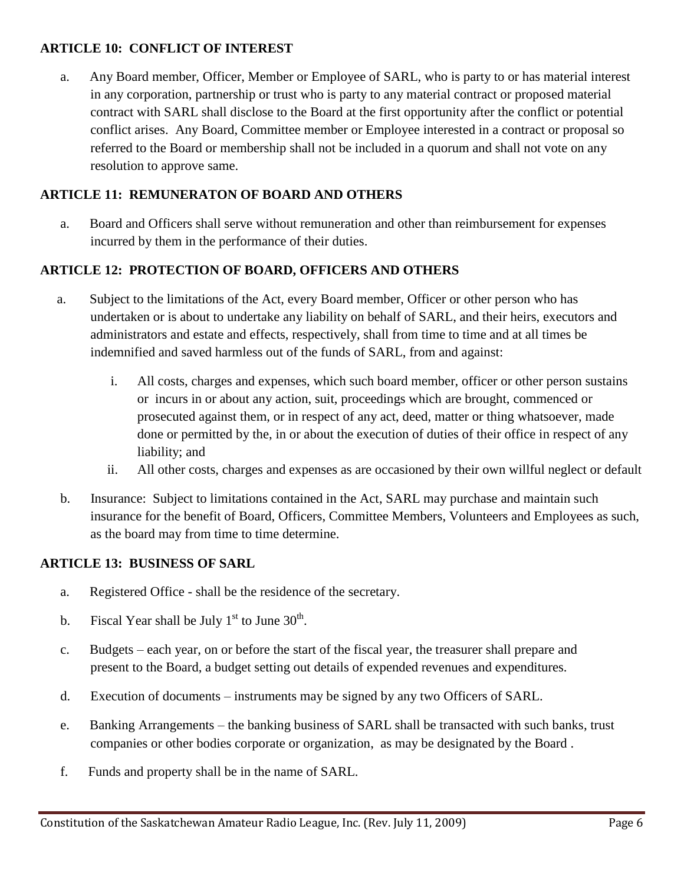**ARTICLE 10: CONFLICT OF INTEREST**

a. Any Board member, Officer, Member or Employee of SARL, who is party to or has material interest in any corporation, partnership or trust who is party to any material contract or proposed material contract with SARL shall disclose to the Board at the first opportunity after the conflict or potential conflict arises. Any Board, Committee member or Employee interested in a contract or proposal so referred to the Board or membership shall not be included in a quorum and shall not vote on any resolution to approve same.

**ARTICLE 11: REMUNERATON OF BOARD AND OTHERS**

a. Board and Officers shall serve without remuneration and other than reimbursement for expenses incurred by them in the performance of their duties.

**ARTICLE 12: PROTECTION OF BOARD, OFFICERS AND OTHERS**

a. Subject to the limitations of the Act, every Board member, Officer or other person who has undertaken or is about to undertake any liability on behalf of SARL, and their heirs, executors and administrators and estate and effects, respectively, shall from time to time and at all times be indemnified and saved harmless out of the funds of SARL, from and against:

   i. All costs, charges and expenses, which such board member, officer or other person sustains or incurs in or about any action, suit, proceedings which are brought, commenced or prosecuted against them, or in respect of any act, deed, matter or thing whatsoever, made done or permitted by the, in or about the execution of duties of their office in respect of any liability; and

   ii. All other costs, charges and expenses as are occasioned by their own willful neglect or default

b. Insurance: Subject to limitations contained in the Act, SARL may purchase and maintain such insurance for the benefit of Board, Officers, Committee Members, Volunteers and Employees as such, as the board may from time to time determine.

**ARTICLE 13: BUSINESS OF SARL**

a. Registered Office - shall be the residence of the secretary.

b. Fiscal Year shall be July 1st to June 30th.

c. Budgets – each year, on or before the start of the fiscal year, the treasurer shall prepare and present to the Board, a budget setting out details of expended revenues and expenditures.

d. Execution of documents – instruments may be signed by any two Officers of SARL.

e. Banking Arrangements – the banking business of SARL shall be transacted with such banks, trust companies or other bodies corporate or organization, as may be designated by the Board .

f. Funds and property shall be in the name of SARL.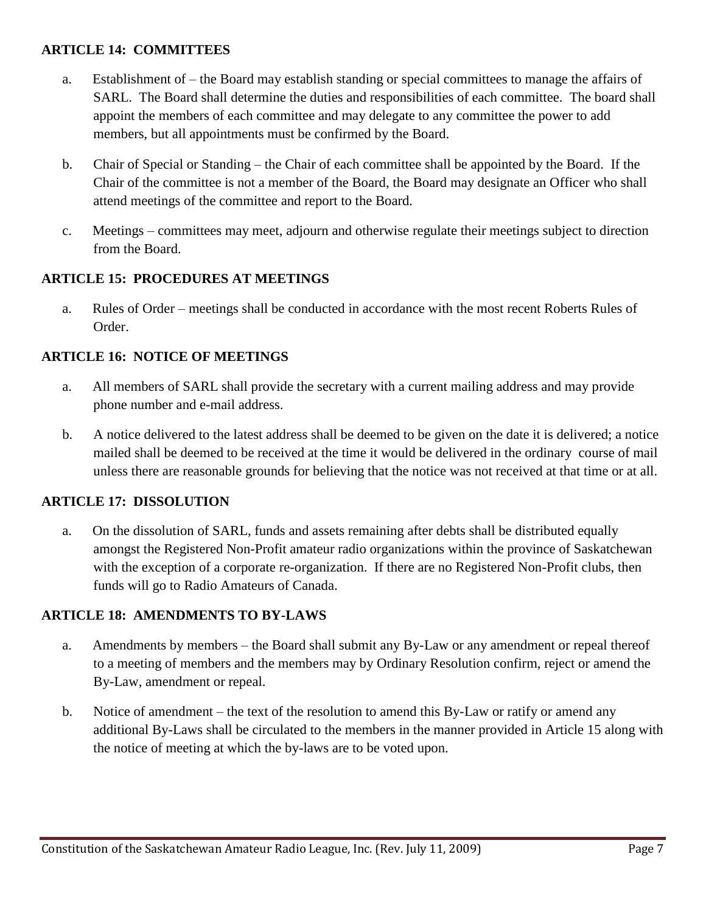**ARTICLE 14: COMMITTEES**

a. Establishment of – the Board may establish standing or special committees to manage the affairs of SARL. The Board shall determine the duties and responsibilities of each committee. The board shall appoint the members of each committee and may delegate to any committee the power to add members, but all appointments must be confirmed by the Board.

b. Chair of Special or Standing – the Chair of each committee shall be appointed by the Board. If the Chair of the committee is not a member of the Board, the Board may designate an Officer who shall attend meetings of the committee and report to the Board.

c. Meetings – committees may meet, adjourn and otherwise regulate their meetings subject to direction from the Board.

**ARTICLE 15: PROCEDURES AT MEETINGS**

a. Rules of Order – meetings shall be conducted in accordance with the most recent Roberts Rules of Order.

**ARTICLE 16: NOTICE OF MEETINGS**

a. All members of SARL shall provide the secretary with a current mailing address and may provide phone number and e-mail address.

b. A notice delivered to the latest address shall be deemed to be given on the date it is delivered; a notice mailed shall be deemed to be received at the time it would be delivered in the ordinary course of mail unless there are reasonable grounds for believing that the notice was not received at that time or at all.

**ARTICLE 17: DISSOLUTION**

a. On the dissolution of SARL, funds and assets remaining after debts shall be distributed equally amongst the Registered Non-Profit amateur radio organizations within the province of Saskatchewan with the exception of a corporate re-organization. If there are no Registered Non-Profit clubs, then funds will go to Radio Amateurs of Canada.

**ARTICLE 18: AMENDMENTS TO BY-LAWS**

a. Amendments by members – the Board shall submit any By-Law or any amendment or repeal thereof to a meeting of members and the members may by Ordinary Resolution confirm, reject or amend the By-Law, amendment or repeal.

b. Notice of amendment – the text of the resolution to amend this By-Law or ratify or amend any additional By-Laws shall be circulated to the members in the manner provided in Article 15 along with the notice of meeting at which the by-laws are to be voted upon.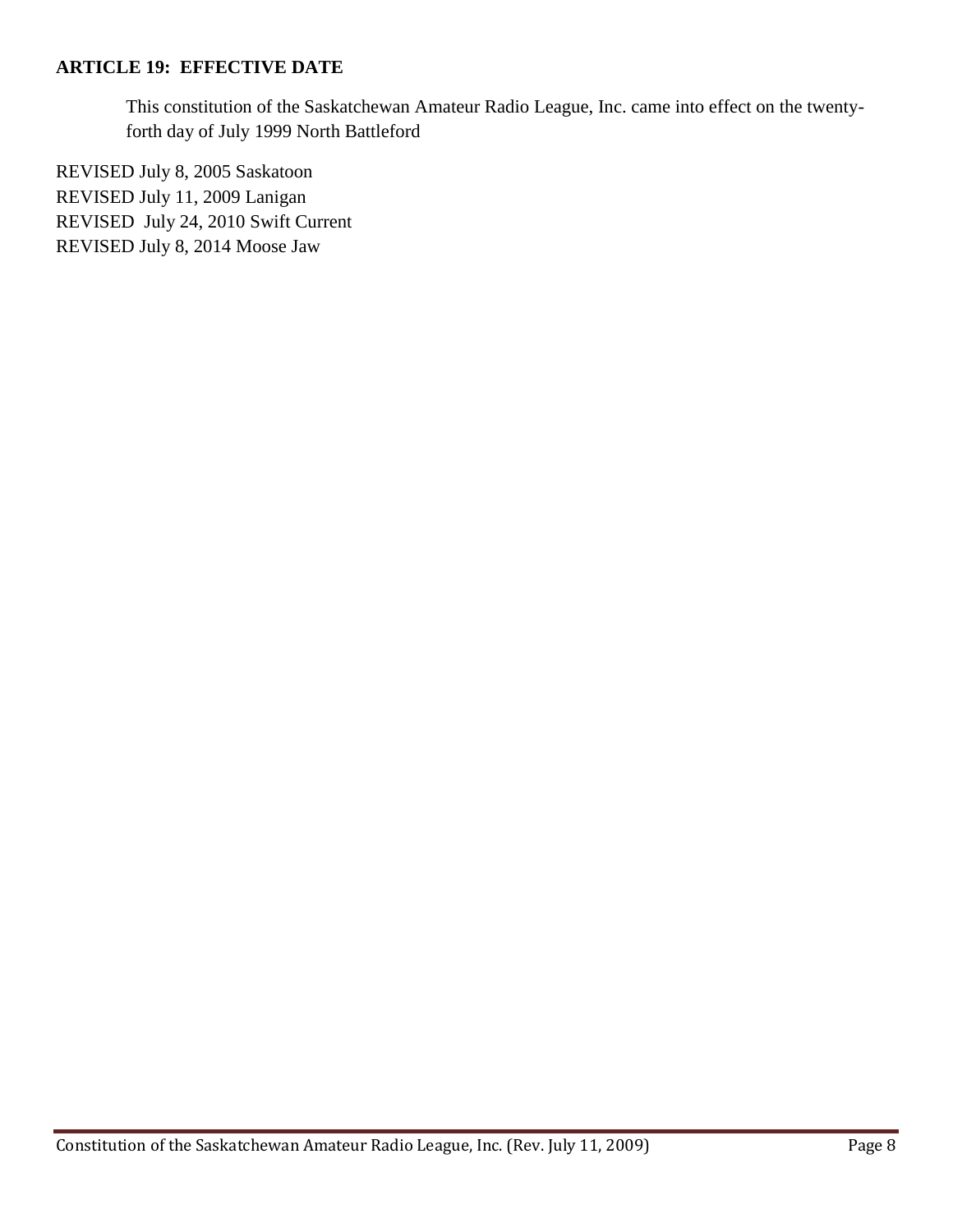**ARTICLE 19: EFFECTIVE DATE**

This constitution of the Saskatchewan Amateur Radio League, Inc. came into effect on the twenty-forth day of July 1999 North Battleford

REVISED July 8, 2005 Saskatoon
REVISED July 11, 2009 Lanigan
REVISED July 24, 2010 Swift Current
REVISED July 8, 2014 Moose Jaw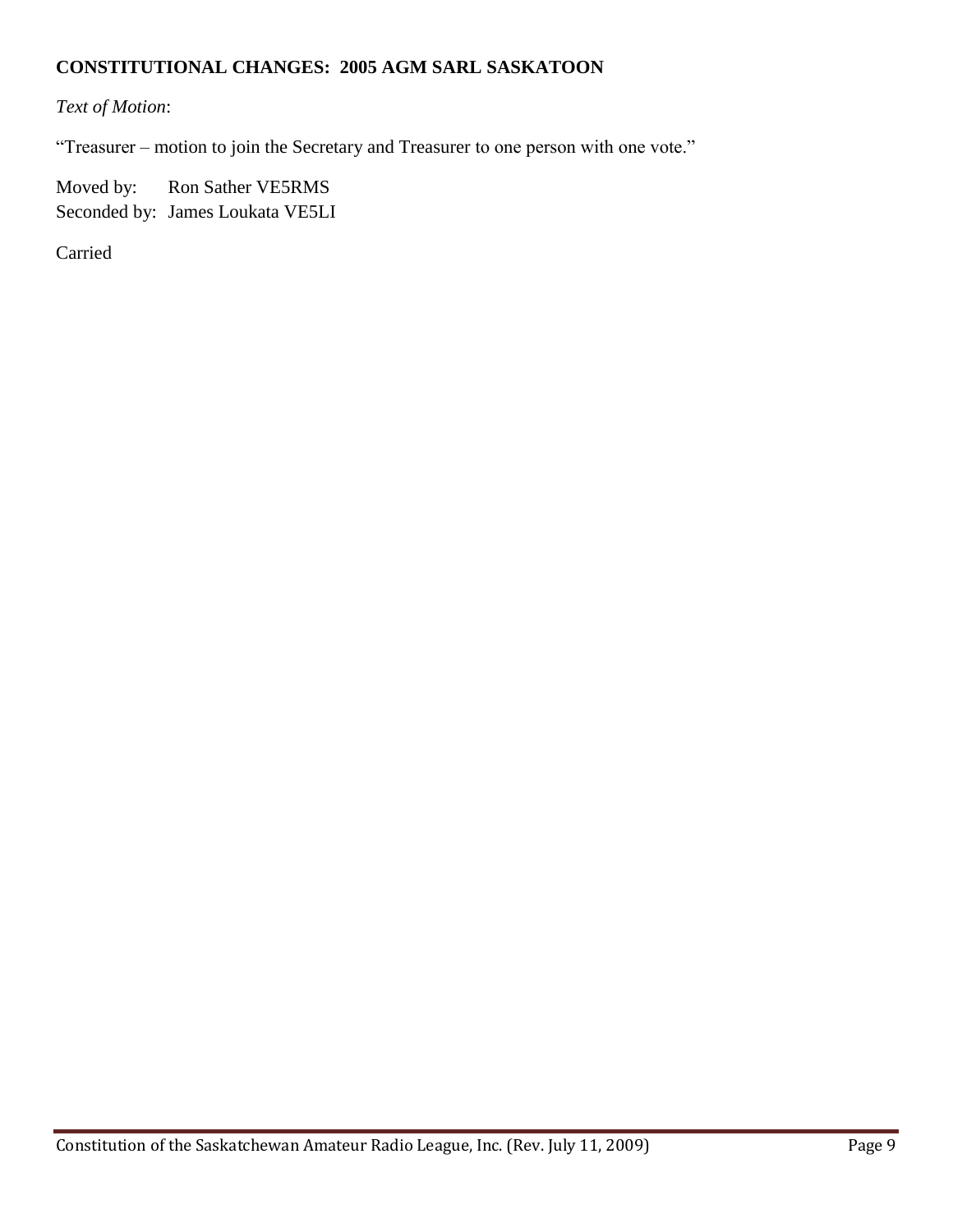**CONSTITUTIONAL CHANGES: 2005 AGM SARL SASKATOON**

*Text of Motion*:

"Treasurer – motion to join the Secretary and Treasurer to one person with one vote."

Moved by: Ron Sather VE5RMS
Seconded by: James Loukata VE5LI

Carried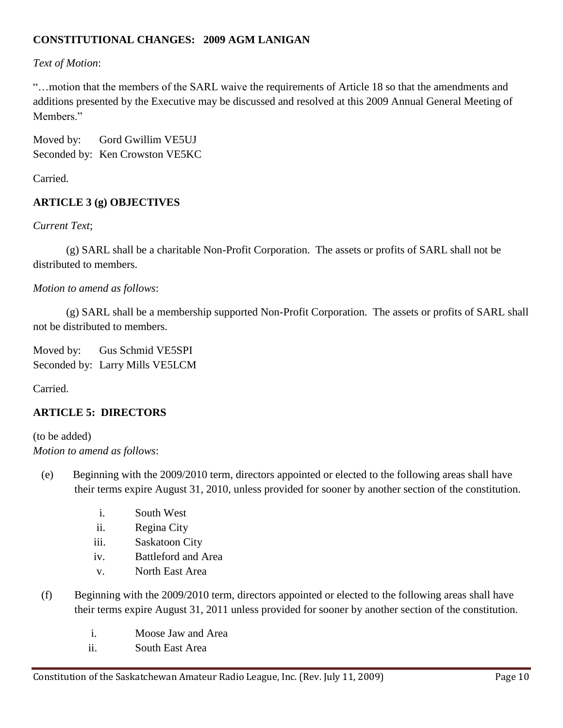**CONSTITUTIONAL CHANGES: 2009 AGM LANIGAN**

*Text of Motion*:

"…motion that the members of the SARL waive the requirements of Article 18 so that the amendments and additions presented by the Executive may be discussed and resolved at this 2009 Annual General Meeting of Members."

Moved by: Gord Gwillim VE5UJ
Seconded by: Ken Crowston VE5KC

Carried.

**ARTICLE 3 (g) OBJECTIVES**

*Current Text*;

(g) SARL shall be a charitable Non-Profit Corporation. The assets or profits of SARL shall not be distributed to members.

*Motion to amend as follows*:

(g) SARL shall be a membership supported Non-Profit Corporation. The assets or profits of SARL shall not be distributed to members.

Moved by: Gus Schmid VE5SPI
Seconded by: Larry Mills VE5LCM

Carried.

**ARTICLE 5: DIRECTORS**

(to be added)
*Motion to amend as follows*:

(e) Beginning with the 2009/2010 term, directors appointed or elected to the following areas shall have their terms expire August 31, 2010, unless provided for sooner by another section of the constitution.

   i. South West
   ii. Regina City
   iii. Saskatoon City
   iv. Battleford and Area
   v. North East Area

(f) Beginning with the 2009/2010 term, directors appointed or elected to the following areas shall have their terms expire August 31, 2011 unless provided for sooner by another section of the constitution.

   i. Moose Jaw and Area
   ii. South East Area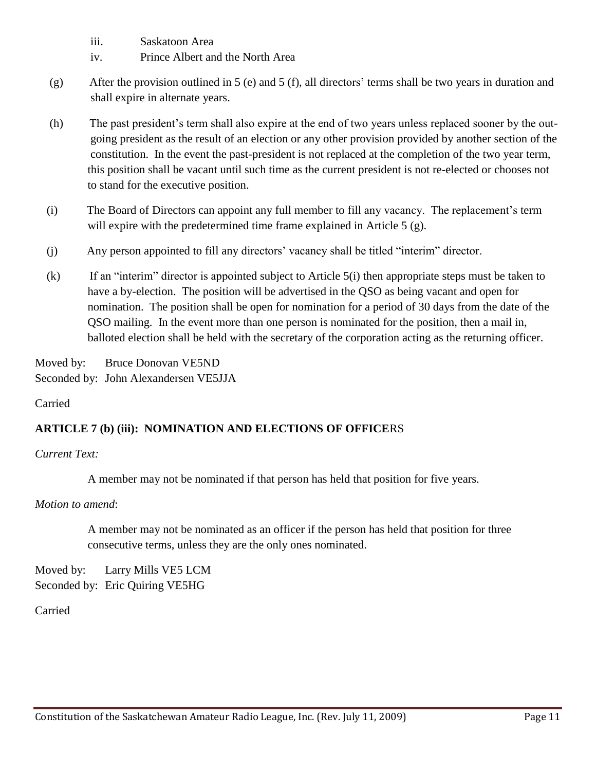iii. Saskatoon Area
iv. Prince Albert and the North Area

(g) After the provision outlined in 5 (e) and 5 (f), all directors' terms shall be two years in duration and shall expire in alternate years.

(h) The past president's term shall also expire at the end of two years unless replaced sooner by the out-going president as the result of an election or any other provision provided by another section of the constitution. In the event the past-president is not replaced at the completion of the two year term, this position shall be vacant until such time as the current president is not re-elected or chooses not to stand for the executive position.

(i) The Board of Directors can appoint any full member to fill any vacancy. The replacement's term will expire with the predetermined time frame explained in Article 5 (g).

(j) Any person appointed to fill any directors' vacancy shall be titled "interim" director.

(k) If an "interim" director is appointed subject to Article 5(i) then appropriate steps must be taken to have a by-election. The position will be advertised in the QSO as being vacant and open for nomination. The position shall be open for nomination for a period of 30 days from the date of the QSO mailing. In the event more than one person is nominated for the position, then a mail in, balloted election shall be held with the secretary of the corporation acting as the returning officer.

Moved by: Bruce Donovan VE5ND
Seconded by: John Alexandersen VE5JJA

Carried

**ARTICLE 7 (b) (iii): NOMINATION AND ELECTIONS OF OFFICERS**

*Current Text:*

A member may not be nominated if that person has held that position for five years.

*Motion to amend*:

A member may not be nominated as an officer if the person has held that position for three consecutive terms, unless they are the only ones nominated.

Moved by: Larry Mills VE5 LCM
Seconded by: Eric Quiring VE5HG

Carried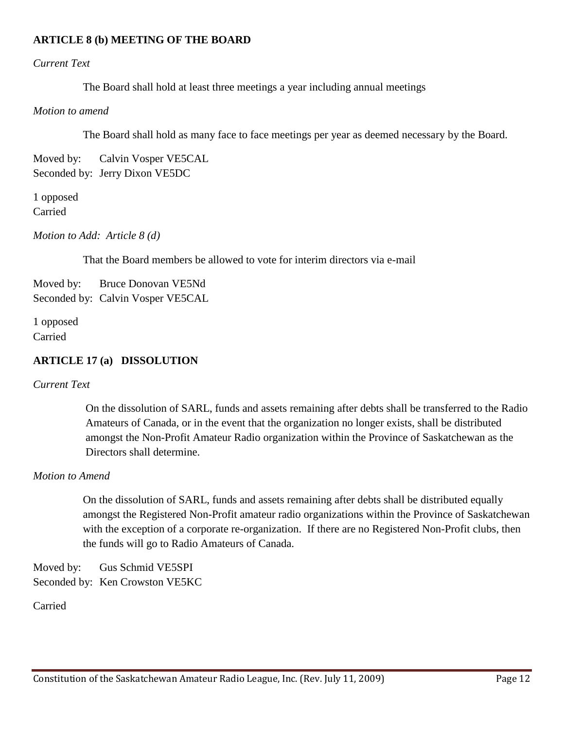**ARTICLE 8 (b) MEETING OF THE BOARD**

*Current Text*

> The Board shall hold at least three meetings a year including annual meetings

*Motion to amend*

> The Board shall hold as many face to face meetings per year as deemed necessary by the Board.

Moved by: Calvin Vosper VE5CAL
Seconded by: Jerry Dixon VE5DC

1 opposed
Carried

*Motion to Add: Article 8 (d)*

> That the Board members be allowed to vote for interim directors via e-mail

Moved by: Bruce Donovan VE5Nd
Seconded by: Calvin Vosper VE5CAL

1 opposed
Carried

**ARTICLE 17 (a) DISSOLUTION**

*Current Text*

> On the dissolution of SARL, funds and assets remaining after debts shall be transferred to the Radio Amateurs of Canada, or in the event that the organization no longer exists, shall be distributed amongst the Non-Profit Amateur Radio organization within the Province of Saskatchewan as the Directors shall determine.

*Motion to Amend*

> On the dissolution of SARL, funds and assets remaining after debts shall be distributed equally amongst the Registered Non-Profit amateur radio organizations within the Province of Saskatchewan with the exception of a corporate re-organization. If there are no Registered Non-Profit clubs, then the funds will go to Radio Amateurs of Canada.

Moved by: Gus Schmid VE5SPI
Seconded by: Ken Crowston VE5KC

Carried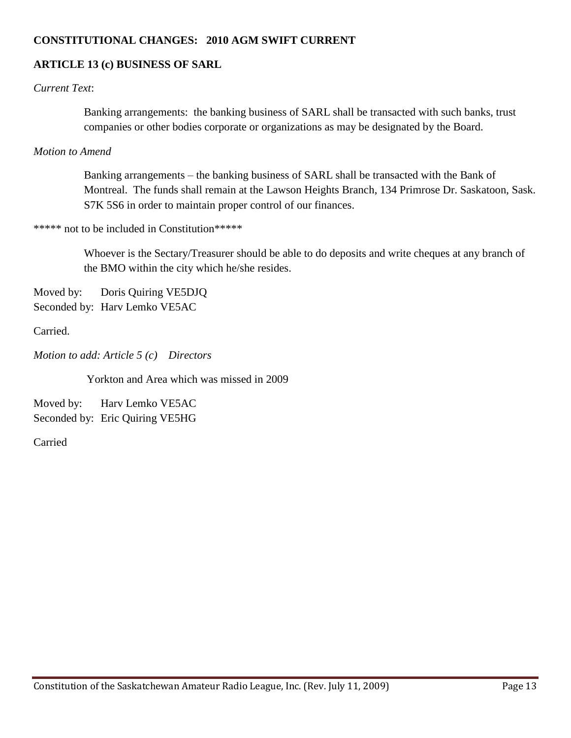**CONSTITUTIONAL CHANGES: 2010 AGM SWIFT CURRENT**

**ARTICLE 13 (c) BUSINESS OF SARL**

*Current Text*:

> Banking arrangements: the banking business of SARL shall be transacted with such banks, trust companies or other bodies corporate or organizations as may be designated by the Board.

*Motion to Amend*

> Banking arrangements – the banking business of SARL shall be transacted with the Bank of Montreal. The funds shall remain at the Lawson Heights Branch, 134 Primrose Dr. Saskatoon, Sask. S7K 5S6 in order to maintain proper control of our finances.

***** not to be included in Constitution*****

> Whoever is the Sectary/Treasurer should be able to do deposits and write cheques at any branch of the BMO within the city which he/she resides.

Moved by: Doris Quiring VE5DJQ
Seconded by: Harv Lemko VE5AC

Carried.

*Motion to add: Article 5 (c) Directors*

> Yorkton and Area which was missed in 2009

Moved by: Harv Lemko VE5AC
Seconded by: Eric Quiring VE5HG

Carried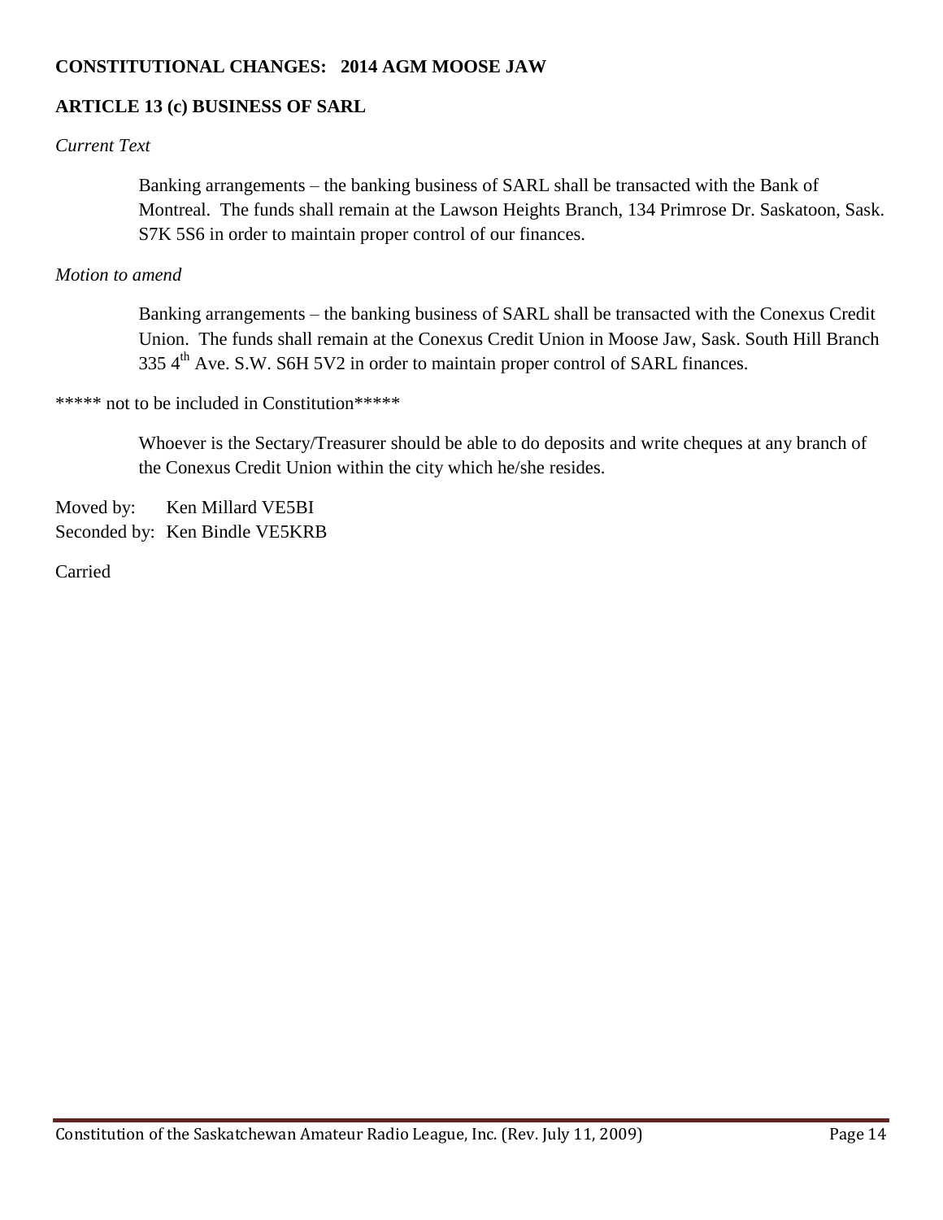**CONSTITUTIONAL CHANGES: 2014 AGM MOOSE JAW**

**ARTICLE 13 (c) BUSINESS OF SARL**

*Current Text*

> Banking arrangements – the banking business of SARL shall be transacted with the Bank of Montreal. The funds shall remain at the Lawson Heights Branch, 134 Primrose Dr. Saskatoon, Sask. S7K 5S6 in order to maintain proper control of our finances.

*Motion to amend*

> Banking arrangements – the banking business of SARL shall be transacted with the Conexus Credit Union. The funds shall remain at the Conexus Credit Union in Moose Jaw, Sask. South Hill Branch 335 4th Ave. S.W. S6H 5V2 in order to maintain proper control of SARL finances.

***** not to be included in Constitution*****

> Whoever is the Sectary/Treasurer should be able to do deposits and write cheques at any branch of the Conexus Credit Union within the city which he/she resides.

Moved by: Ken Millard VE5BI
Seconded by: Ken Bindle VE5KRB

Carried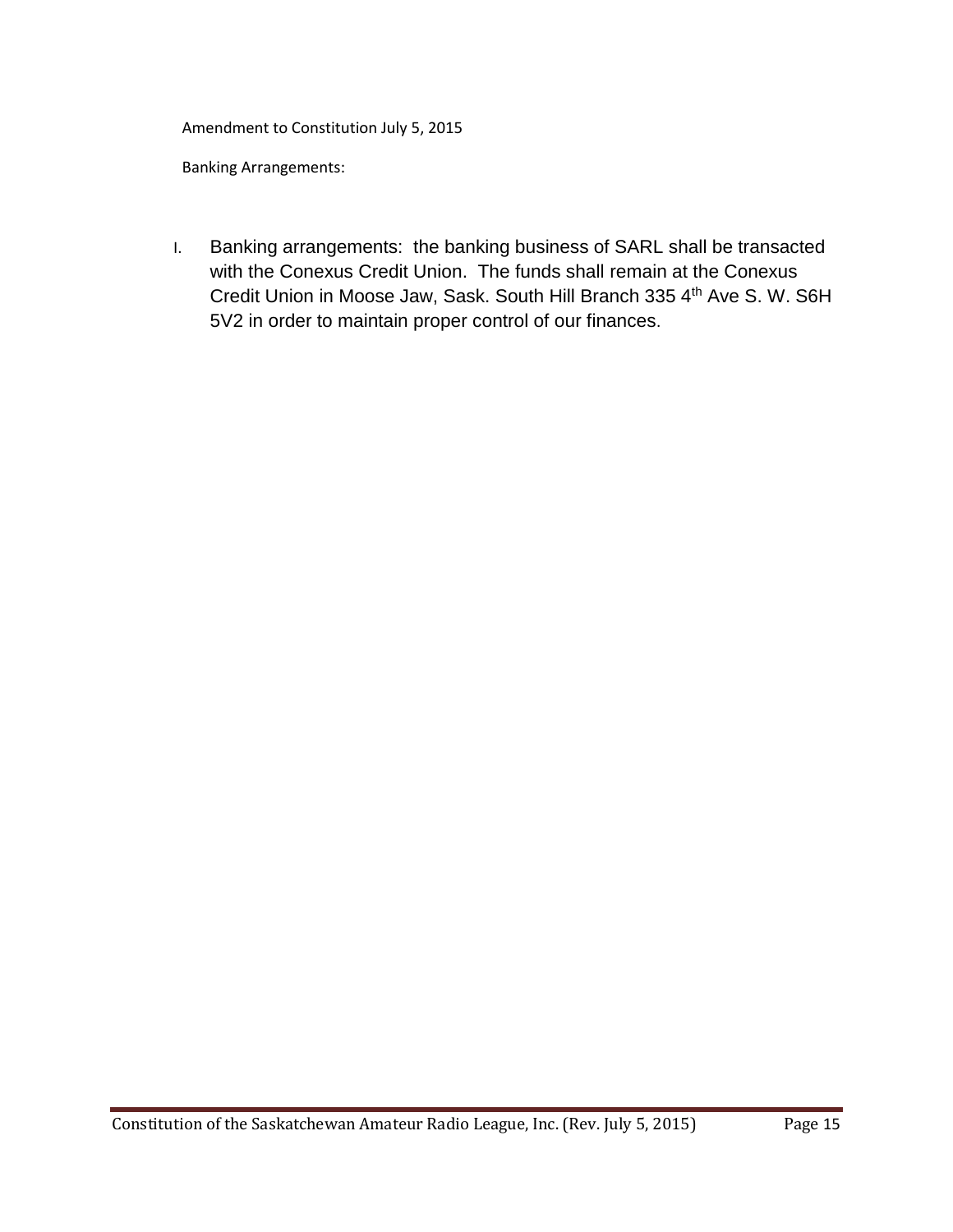Amendment to Constitution July 5, 2015

Banking Arrangements:

I. Banking arrangements: the banking business of SARL shall be transacted with the Conexus Credit Union. The funds shall remain at the Conexus Credit Union in Moose Jaw, Sask. South Hill Branch 335 4th Ave S. W. S6H 5V2 in order to maintain proper control of our finances.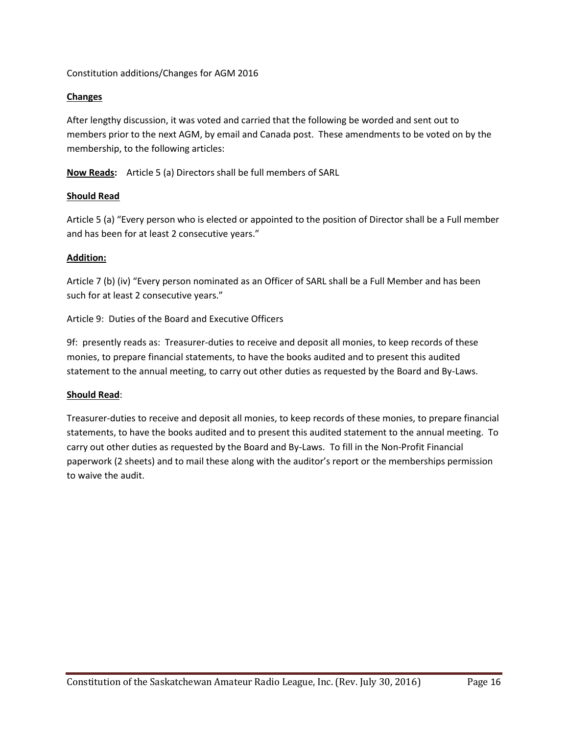Constitution additions/Changes for AGM 2016

**Changes**

After lengthy discussion, it was voted and carried that the following be worded and sent out to members prior to the next AGM, by email and Canada post. These amendments to be voted on by the membership, to the following articles:

**Now Reads:** Article 5 (a) Directors shall be full members of SARL

**Should Read**

Article 5 (a) "Every person who is elected or appointed to the position of Director shall be a Full member and has been for at least 2 consecutive years."

**Addition:**

Article 7 (b) (iv) "Every person nominated as an Officer of SARL shall be a Full Member and has been such for at least 2 consecutive years."

Article 9: Duties of the Board and Executive Officers

9f: presently reads as: Treasurer-duties to receive and deposit all monies, to keep records of these monies, to prepare financial statements, to have the books audited and to present this audited statement to the annual meeting, to carry out other duties as requested by the Board and By-Laws.

**Should Read**:

Treasurer-duties to receive and deposit all monies, to keep records of these monies, to prepare financial statements, to have the books audited and to present this audited statement to the annual meeting. To carry out other duties as requested by the Board and By-Laws. To fill in the Non-Profit Financial paperwork (2 sheets) and to mail these along with the auditor's report or the memberships permission to waive the audit.